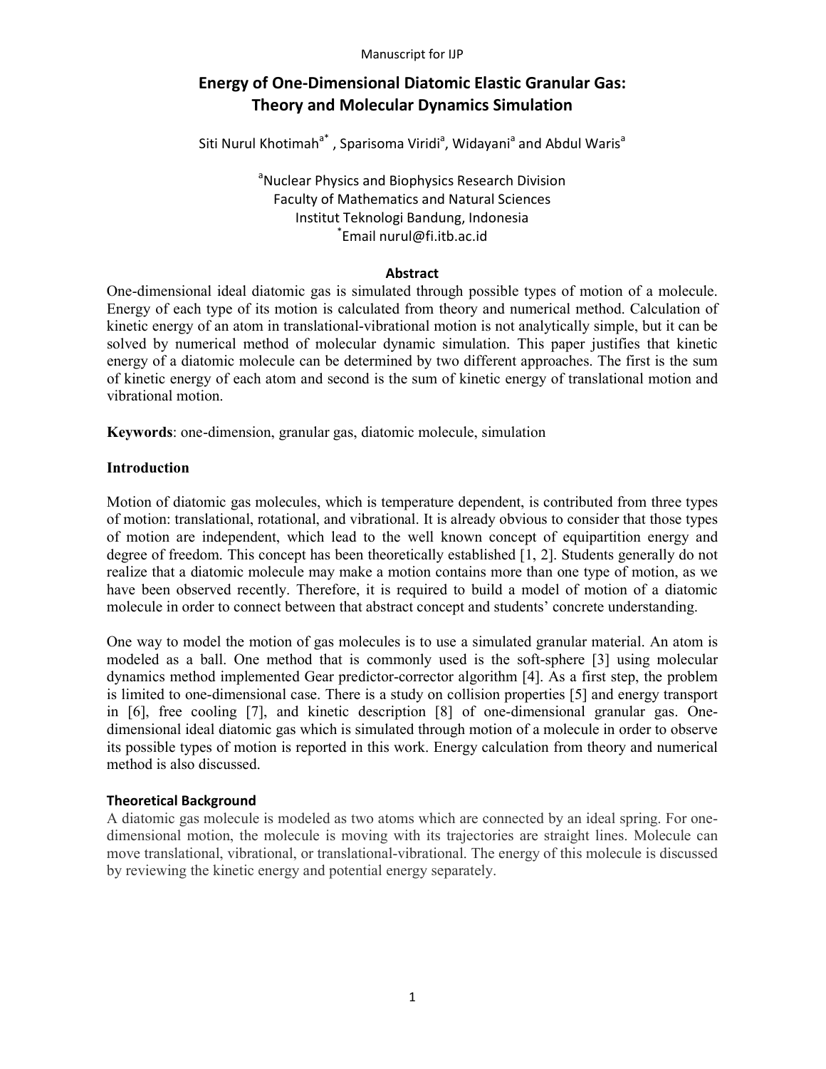# Energy of One-Dimensional Diatomic Elastic Granular Gas: Theory and Molecular Dynamics Simulation

Siti Nurul Khotimah[a*], Sparisoma Viridi[a], Widayani[a] and Abdul Waris[a]

[a]Nuclear Physics and Biophysics Research Division
Faculty of Mathematics and Natural Sciences
Institut Teknologi Bandung, Indonesia
[*]Email nurul@fi.itb.ac.id

## Abstract

One-dimensional ideal diatomic gas is simulated through possible types of motion of a molecule. Energy of each type of its motion is calculated from theory and numerical method. Calculation of kinetic energy of an atom in translational-vibrational motion is not analytically simple, but it can be solved by numerical method of molecular dynamic simulation. This paper justifies that kinetic energy of a diatomic molecule can be determined by two different approaches. The first is the sum of kinetic energy of each atom and second is the sum of kinetic energy of translational motion and vibrational motion.

**Keywords**: one-dimension, granular gas, diatomic molecule, simulation

## Introduction

Motion of diatomic gas molecules, which is temperature dependent, is contributed from three types of motion: translational, rotational, and vibrational. It is already obvious to consider that those types of motion are independent, which lead to the well known concept of equipartition energy and degree of freedom. This concept has been theoretically established [1, 2]. Students generally do not realize that a diatomic molecule may make a motion contains more than one type of motion, as we have been observed recently. Therefore, it is required to build a model of motion of a diatomic molecule in order to connect between that abstract concept and students' concrete understanding.

One way to model the motion of gas molecules is to use a simulated granular material. An atom is modeled as a ball. One method that is commonly used is the soft-sphere [3] using molecular dynamics method implemented Gear predictor-corrector algorithm [4]. As a first step, the problem is limited to one-dimensional case. There is a study on collision properties [5] and energy transport in [6], free cooling [7], and kinetic description [8] of one-dimensional granular gas. One-dimensional ideal diatomic gas which is simulated through motion of a molecule in order to observe its possible types of motion is reported in this work. Energy calculation from theory and numerical method is also discussed.

## Theoretical Background

A diatomic gas molecule is modeled as two atoms which are connected by an ideal spring. For one-dimensional motion, the molecule is moving with its trajectories are straight lines. Molecule can move translational, vibrational, or translational-vibrational. The energy of this molecule is discussed by reviewing the kinetic energy and potential energy separately.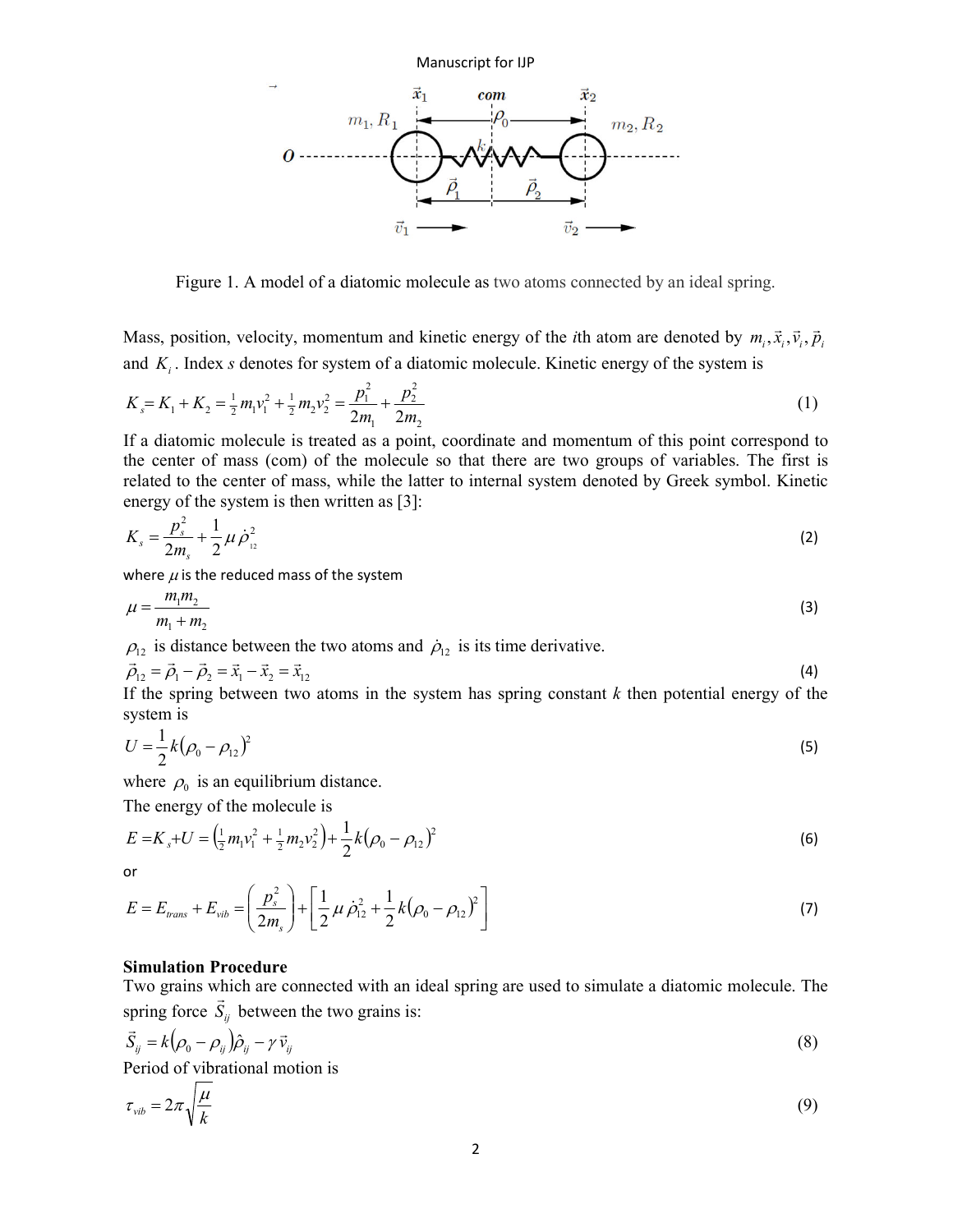Figure 1. A model of a diatomic molecule as two atoms connected by an ideal spring.

Mass, position, velocity, momentum and kinetic energy of the *i*th atom are denoted by $m_i, \vec{x}_i, \vec{v}_i, \vec{p}_i$ and $K_i$. Index *s* denotes for system of a diatomic molecule. Kinetic energy of the system is

$$K_s = K_1 + K_2 = \tfrac{1}{2} m_1 v_1^2 + \tfrac{1}{2} m_2 v_2^2 = \frac{p_1^2}{2m_1} + \frac{p_2^2}{2m_2} \tag{1}$$

If a diatomic molecule is treated as a point, coordinate and momentum of this point correspond to the center of mass (com) of the molecule so that there are two groups of variables. The first is related to the center of mass, while the latter to internal system denoted by Greek symbol. Kinetic energy of the system is then written as [3]:

$$K_s = \frac{p_s^2}{2m_s} + \frac{1}{2}\mu \dot{\rho}_{12}^2 \tag{2}$$

where $\mu$ is the reduced mass of the system

$$\mu = \frac{m_1 m_2}{m_1 + m_2} \tag{3}$$

$\rho_{12}$ is distance between the two atoms and $\dot{\rho}_{12}$ is its time derivative.

$$\vec{\rho}_{12} = \vec{\rho}_1 - \vec{\rho}_2 = \vec{x}_1 - \vec{x}_2 = \vec{x}_{12} \tag{4}$$

If the spring between two atoms in the system has spring constant *k* then potential energy of the system is

$$U = \frac{1}{2} k (\rho_0 - \rho_{12})^2 \tag{5}$$

where $\rho_0$ is an equilibrium distance.

The energy of the molecule is

$$E = K_s + U = \left(\tfrac{1}{2} m_1 v_1^2 + \tfrac{1}{2} m_2 v_2^2\right) + \frac{1}{2} k (\rho_0 - \rho_{12})^2 \tag{6}$$

or

$$E = E_{trans} + E_{vib} = \left(\frac{p_s^2}{2m_s}\right) + \left[\frac{1}{2}\mu \dot{\rho}_{12}^2 + \frac{1}{2} k (\rho_0 - \rho_{12})^2\right] \tag{7}$$

**Simulation Procedure**

Two grains which are connected with an ideal spring are used to simulate a diatomic molecule. The spring force $\vec{S}_{ij}$ between the two grains is:

$$\vec{S}_{ij} = k(\rho_0 - \rho_{ij})\hat{\rho}_{ij} - \gamma \vec{v}_{ij} \tag{8}$$

Period of vibrational motion is

$$\tau_{vib} = 2\pi \sqrt{\frac{\mu}{k}} \tag{9}$$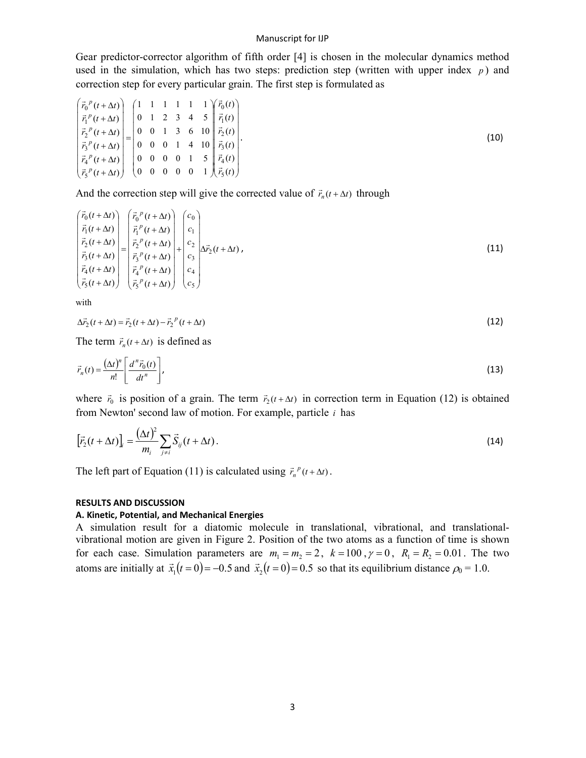Gear predictor-corrector algorithm of fifth order [4] is chosen in the molecular dynamics method used in the simulation, which has two steps: prediction step (written with upper index $p$) and correction step for every particular grain. The first step is formulated as

$$
\begin{pmatrix}
\vec{r}_0^{\,p}(t+\Delta t) \\
\vec{r}_1^{\,p}(t+\Delta t) \\
\vec{r}_2^{\,p}(t+\Delta t) \\
\vec{r}_3^{\,p}(t+\Delta t) \\
\vec{r}_4^{\,p}(t+\Delta t) \\
\vec{r}_5^{\,p}(t+\Delta t)
\end{pmatrix}
=
\begin{pmatrix}
1 & 1 & 1 & 1 & 1 & 1 \\
0 & 1 & 2 & 3 & 4 & 5 \\
0 & 0 & 1 & 3 & 6 & 10 \\
0 & 0 & 0 & 1 & 4 & 10 \\
0 & 0 & 0 & 0 & 1 & 5 \\
0 & 0 & 0 & 0 & 0 & 1
\end{pmatrix}
\begin{pmatrix}
\vec{r}_0(t) \\
\vec{r}_1(t) \\
\vec{r}_2(t) \\
\vec{r}_3(t) \\
\vec{r}_4(t) \\
\vec{r}_5(t)
\end{pmatrix}. \tag{10}
$$

And the correction step will give the corrected value of $\vec{r}_n(t+\Delta t)$ through

$$
\begin{pmatrix}
\vec{r}_0(t+\Delta t) \\
\vec{r}_1(t+\Delta t) \\
\vec{r}_2(t+\Delta t) \\
\vec{r}_3(t+\Delta t) \\
\vec{r}_4(t+\Delta t) \\
\vec{r}_5(t+\Delta t)
\end{pmatrix}
=
\begin{pmatrix}
\vec{r}_0^{\,p}(t+\Delta t) \\
\vec{r}_1^{\,p}(t+\Delta t) \\
\vec{r}_2^{\,p}(t+\Delta t) \\
\vec{r}_3^{\,p}(t+\Delta t) \\
\vec{r}_4^{\,p}(t+\Delta t) \\
\vec{r}_5^{\,p}(t+\Delta t)
\end{pmatrix}
+
\begin{pmatrix}
c_0 \\
c_1 \\
c_2 \\
c_3 \\
c_4 \\
c_5
\end{pmatrix}
\Delta \vec{r}_2(t+\Delta t), \tag{11}
$$

with

$$
\Delta \vec{r}_2(t+\Delta t) = \vec{r}_2(t+\Delta t) - \vec{r}_2^{\,p}(t+\Delta t) \tag{12}
$$

The term $\vec{r}_n(t+\Delta t)$ is defined as

$$
\vec{r}_n(t) = \frac{(\Delta t)^n}{n!}\left[\frac{d^n \vec{r}_0(t)}{dt^n}\right], \tag{13}
$$

where $\vec{r}_0$ is position of a grain. The term $\vec{r}_2(t+\Delta t)$ in correction term in Equation (12) is obtained from Newton' second law of motion. For example, particle $i$ has

$$
\left[\vec{r}_2(t+\Delta t)\right]_i = \frac{(\Delta t)^2}{m_i}\sum_{j \neq i} \vec{S}_{ij}(t+\Delta t). \tag{14}
$$

The left part of Equation (11) is calculated using $\vec{r}_n^{\,p}(t+\Delta t)$.

## RESULTS AND DISCUSSION

### A. Kinetic, Potential, and Mechanical Energies

A simulation result for a diatomic molecule in translational, vibrational, and translational-vibrational motion are given in Figure 2. Position of the two atoms as a function of time is shown for each case. Simulation parameters are $m_1 = m_2 = 2$, $k = 100$, $\gamma = 0$, $R_1 = R_2 = 0.01$. The two atoms are initially at $\vec{x}_1(t=0) = -0.5$ and $\vec{x}_2(t=0) = 0.5$ so that its equilibrium distance $\rho_0 = 1.0$.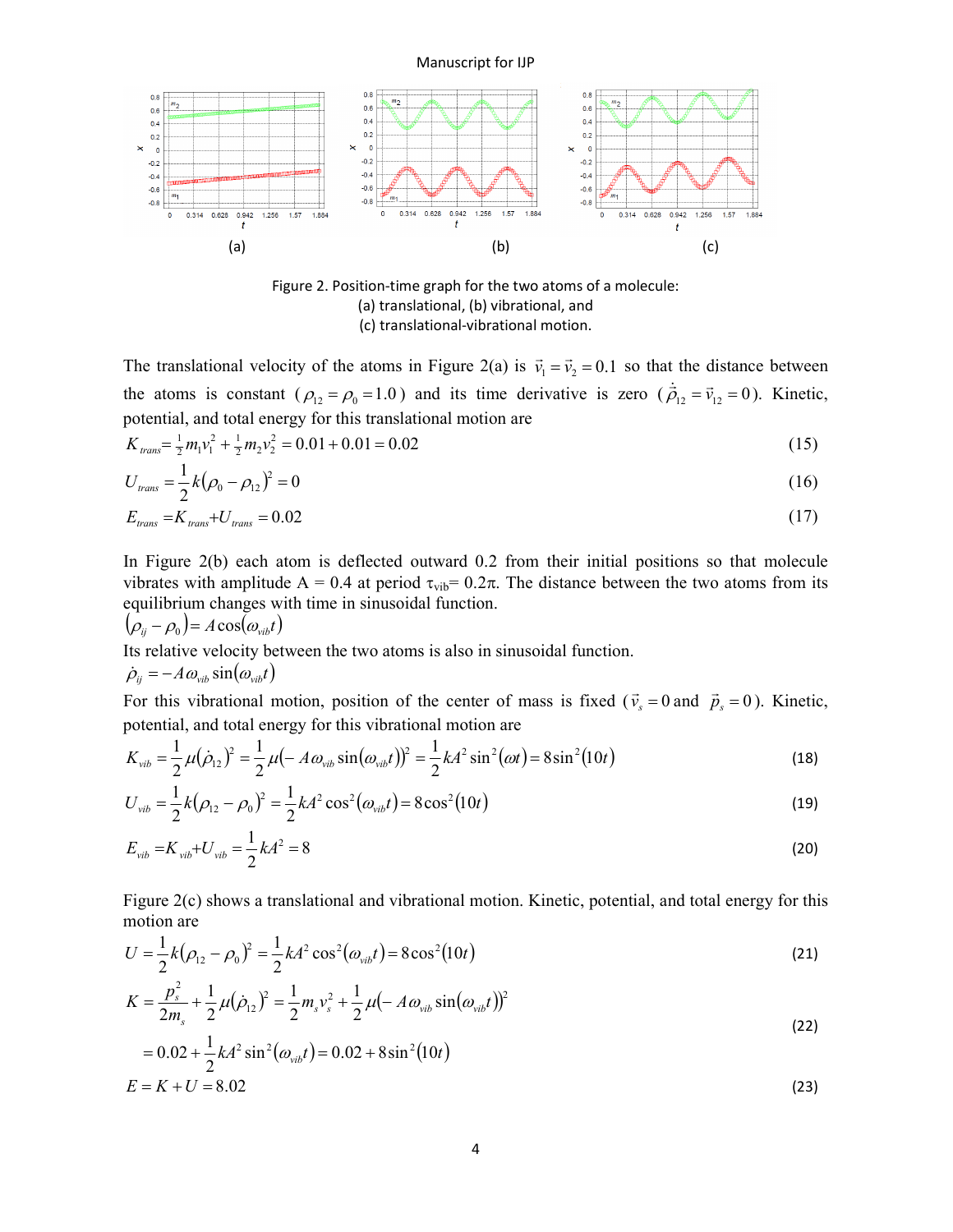Figure 2. Position-time graph for the two atoms of a molecule:
(a) translational, (b) vibrational, and
(c) translational-vibrational motion.

The translational velocity of the atoms in Figure 2(a) is $\vec{v}_1 = \vec{v}_2 = 0.1$ so that the distance between the atoms is constant ($\rho_{12} = \rho_0 = 1.0$) and its time derivative is zero ($\dot{\rho}_{12} = \vec{v}_{12} = 0$). Kinetic, potential, and total energy for this translational motion are

$$K_{trans} = \tfrac{1}{2} m_1 v_1^2 + \tfrac{1}{2} m_2 v_2^2 = 0.01 + 0.01 = 0.02 \tag{15}$$

$$U_{trans} = \frac{1}{2} k (\rho_0 - \rho_{12})^2 = 0 \tag{16}$$

$$E_{trans} = K_{trans} + U_{trans} = 0.02 \tag{17}$$

In Figure 2(b) each atom is deflected outward 0.2 from their initial positions so that molecule vibrates with amplitude A = 0.4 at period $\tau_{vib}$= 0.2π. The distance between the two atoms from its equilibrium changes with time in sinusoidal function.

$$(\rho_{ij} - \rho_0) = A\cos(\omega_{vib} t)$$

Its relative velocity between the two atoms is also in sinusoidal function.

$$\dot{\rho}_{ij} = -A\omega_{vib} \sin(\omega_{vib} t)$$

For this vibrational motion, position of the center of mass is fixed ($\vec{v}_s = 0$ and $\vec{p}_s = 0$). Kinetic, potential, and total energy for this vibrational motion are

$$K_{vib} = \frac{1}{2} \mu (\dot{\rho}_{12})^2 = \frac{1}{2} \mu (-A\omega_{vib} \sin(\omega_{vib} t))^2 = \frac{1}{2} k A^2 \sin^2(\omega t) = 8\sin^2(10t) \tag{18}$$

$$U_{vib} = \frac{1}{2} k (\rho_{12} - \rho_0)^2 = \frac{1}{2} k A^2 \cos^2(\omega_{vib} t) = 8\cos^2(10t) \tag{19}$$

$$E_{vib} = K_{vib} + U_{vib} = \frac{1}{2} k A^2 = 8 \tag{20}$$

Figure 2(c) shows a translational and vibrational motion. Kinetic, potential, and total energy for this motion are

$$U = \frac{1}{2} k (\rho_{12} - \rho_0)^2 = \frac{1}{2} k A^2 \cos^2(\omega_{vib} t) = 8\cos^2(10t) \tag{21}$$

$$\begin{aligned} K &= \frac{p_s^2}{2m_s} + \frac{1}{2} \mu (\dot{\rho}_{12})^2 = \frac{1}{2} m_s v_s^2 + \frac{1}{2} \mu (-A\omega_{vib} \sin(\omega_{vib} t))^2 \\ &= 0.02 + \frac{1}{2} k A^2 \sin^2(\omega_{vib} t) = 0.02 + 8\sin^2(10t) \end{aligned} \tag{22}$$

$$E = K + U = 8.02 \tag{23}$$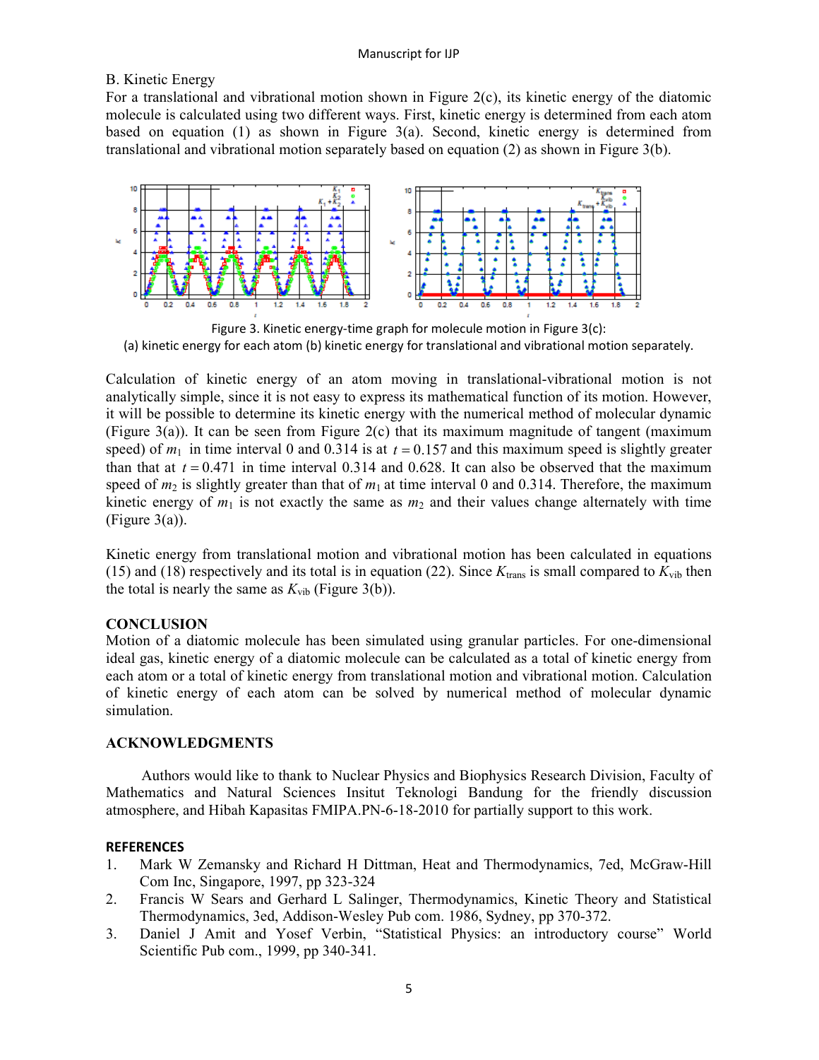B. Kinetic Energy

For a translational and vibrational motion shown in Figure 2(c), its kinetic energy of the diatomic molecule is calculated using two different ways. First, kinetic energy is determined from each atom based on equation (1) as shown in Figure 3(a). Second, kinetic energy is determined from translational and vibrational motion separately based on equation (2) as shown in Figure 3(b).

Figure 3. Kinetic energy-time graph for molecule motion in Figure 3(c):
(a) kinetic energy for each atom (b) kinetic energy for translational and vibrational motion separately.

Calculation of kinetic energy of an atom moving in translational-vibrational motion is not analytically simple, since it is not easy to express its mathematical function of its motion. However, it will be possible to determine its kinetic energy with the numerical method of molecular dynamic (Figure 3(a)). It can be seen from Figure 2(c) that its maximum magnitude of tangent (maximum speed) of $m_1$ in time interval 0 and 0.314 is at $t = 0.157$ and this maximum speed is slightly greater than that at $t = 0.471$ in time interval 0.314 and 0.628. It can also be observed that the maximum speed of $m_2$ is slightly greater than that of $m_1$ at time interval 0 and 0.314. Therefore, the maximum kinetic energy of $m_1$ is not exactly the same as $m_2$ and their values change alternately with time (Figure 3(a)).

Kinetic energy from translational motion and vibrational motion has been calculated in equations (15) and (18) respectively and its total is in equation (22). Since $K_{\text{trans}}$ is small compared to $K_{\text{vib}}$ then the total is nearly the same as $K_{\text{vib}}$ (Figure 3(b)).

## CONCLUSION

Motion of a diatomic molecule has been simulated using granular particles. For one-dimensional ideal gas, kinetic energy of a diatomic molecule can be calculated as a total of kinetic energy from each atom or a total of kinetic energy from translational motion and vibrational motion. Calculation of kinetic energy of each atom can be solved by numerical method of molecular dynamic simulation.

## ACKNOWLEDGMENTS

Authors would like to thank to Nuclear Physics and Biophysics Research Division, Faculty of Mathematics and Natural Sciences Insitut Teknologi Bandung for the friendly discussion atmosphere, and Hibah Kapasitas FMIPA.PN-6-18-2010 for partially support to this work.

## REFERENCES

1. Mark W Zemansky and Richard H Dittman, Heat and Thermodynamics, 7ed, McGraw-Hill Com Inc, Singapore, 1997, pp 323-324
2. Francis W Sears and Gerhard L Salinger, Thermodynamics, Kinetic Theory and Statistical Thermodynamics, 3ed, Addison-Wesley Pub com. 1986, Sydney, pp 370-372.
3. Daniel J Amit and Yosef Verbin, "Statistical Physics: an introductory course" World Scientific Pub com., 1999, pp 340-341.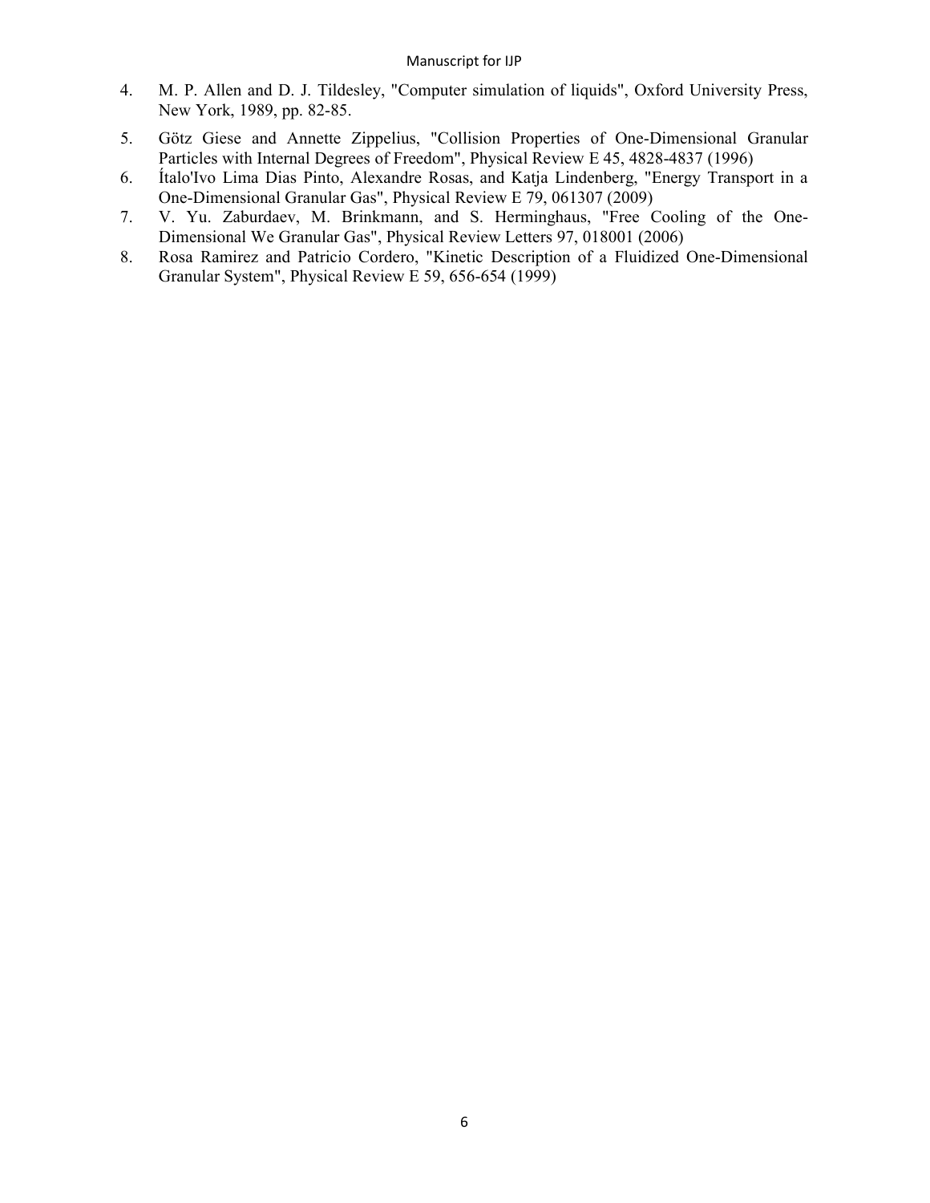4. M. P. Allen and D. J. Tildesley, "Computer simulation of liquids", Oxford University Press, New York, 1989, pp. 82-85.
5. Götz Giese and Annette Zippelius, "Collision Properties of One-Dimensional Granular Particles with Internal Degrees of Freedom", Physical Review E 45, 4828-4837 (1996)
6. Ítalo'Ivo Lima Dias Pinto, Alexandre Rosas, and Katja Lindenberg, "Energy Transport in a One-Dimensional Granular Gas", Physical Review E 79, 061307 (2009)
7. V. Yu. Zaburdaev, M. Brinkmann, and S. Herminghaus, "Free Cooling of the One-Dimensional We Granular Gas", Physical Review Letters 97, 018001 (2006)
8. Rosa Ramirez and Patricio Cordero, "Kinetic Description of a Fluidized One-Dimensional Granular System", Physical Review E 59, 656-654 (1999)